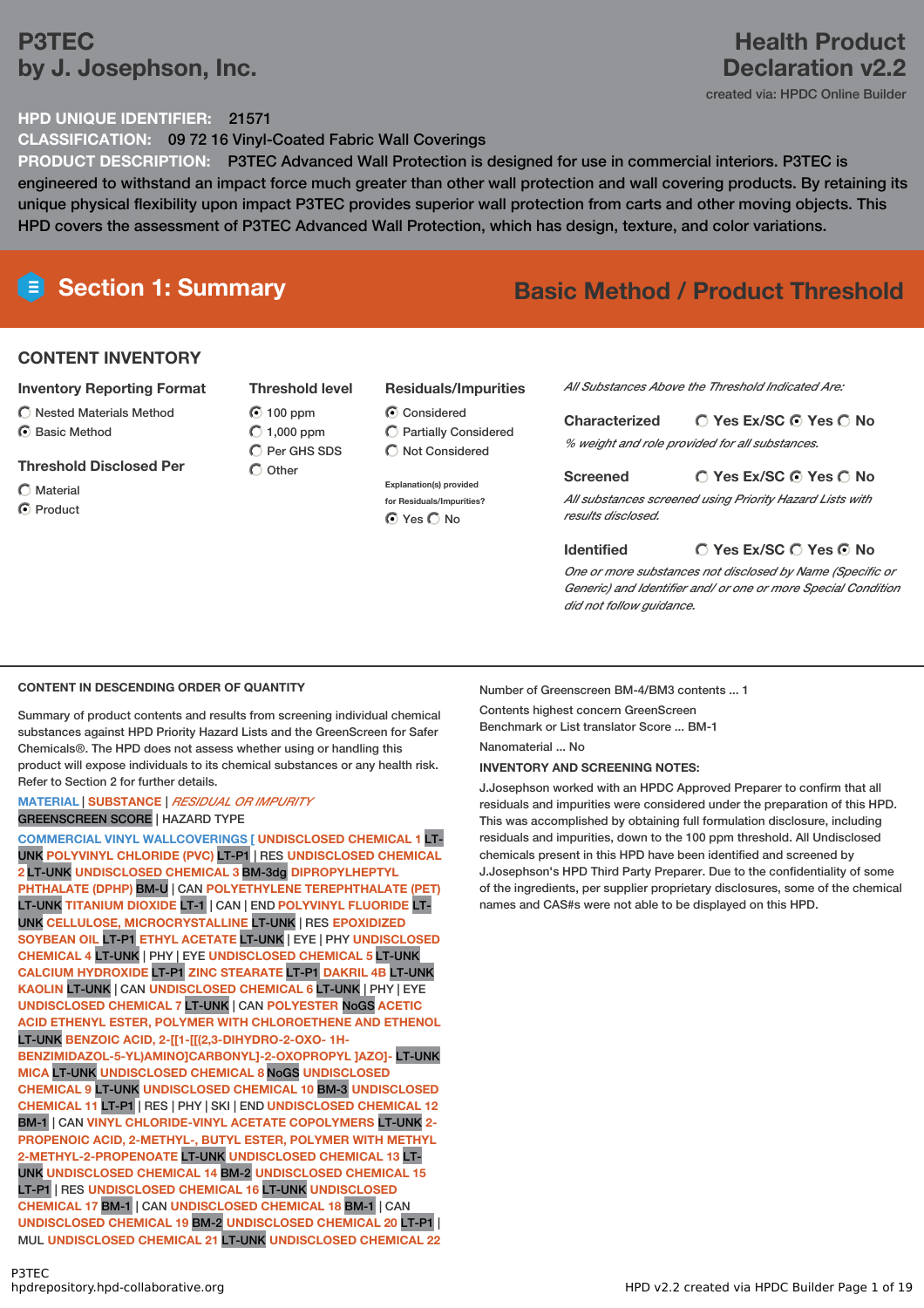# P3TEC
## by J. Josephson, Inc.

# Health Product Declaration v2.2

created via: HPDC Online Builder

**HPD UNIQUE IDENTIFIER:** 21571

**CLASSIFICATION:** 09 72 16 Vinyl-Coated Fabric Wall Coverings

**PRODUCT DESCRIPTION:** P3TEC Advanced Wall Protection is designed for use in commercial interiors. P3TEC is engineered to withstand an impact force much greater than other wall protection and wall covering products. By retaining its unique physical flexibility upon impact P3TEC provides superior wall protection from carts and other moving objects. This HPD covers the assessment of P3TEC Advanced Wall Protection, which has design, texture, and color variations.

## Section 1: Summary

**Basic Method / Product Threshold**

### CONTENT INVENTORY

**Inventory Reporting Format**
- ○ Nested Materials Method
- ◉ Basic Method

**Threshold Disclosed Per**
- ○ Material
- ◉ Product

**Threshold level**
- ◉ 100 ppm
- ○ 1,000 ppm
- ○ Per GHS SDS
- ○ Other

**Residuals/Impurities**
- ◉ Considered
- ○ Partially Considered
- ○ Not Considered

Explanation(s) provided for Residuals/Impurities?
◉ Yes ○ No

*All Substances Above the Threshold Indicated Are:*

**Characterized** ○ Yes Ex/SC ◉ Yes ○ No

*% weight and role provided for all substances.*

**Screened** ○ Yes Ex/SC ◉ Yes ○ No

*All substances screened using Priority Hazard Lists with results disclosed.*

**Identified** ○ Yes Ex/SC ○ Yes ◉ No

*One or more substances not disclosed by Name (Specific or Generic) and Identifier and/ or one or more Special Condition did not follow guidance.*

### CONTENT IN DESCENDING ORDER OF QUANTITY

Summary of product contents and results from screening individual chemical substances against HPD Priority Hazard Lists and the GreenScreen for Safer Chemicals®. The HPD does not assess whether using or handling this product will expose individuals to its chemical substances or any health risk. Refer to Section 2 for further details.

MATERIAL | SUBSTANCE | *RESIDUAL OR IMPURITY*
GREENSCREEN SCORE | HAZARD TYPE

COMMERCIAL VINYL WALLCOVERINGS [ UNDISCLOSED CHEMICAL 1 LT-UNK POLYVINYL CHLORIDE (PVC) LT-P1 | RES UNDISCLOSED CHEMICAL 2 LT-UNK UNDISCLOSED CHEMICAL 3 BM-3dg DIPROPYLHEPTYL PHTHALATE (DPHP) BM-U | CAN POLYETHYLENE TEREPHTHALATE (PET) LT-UNK TITANIUM DIOXIDE LT-1 | CAN | END POLYVINYL FLUORIDE LT-UNK CELLULOSE, MICROCRYSTALLINE LT-UNK | RES EPOXIDIZED SOYBEAN OIL LT-P1 ETHYL ACETATE LT-UNK | EYE | PHY UNDISCLOSED CHEMICAL 4 LT-UNK | PHY | EYE UNDISCLOSED CHEMICAL 5 LT-UNK CALCIUM HYDROXIDE LT-P1 ZINC STEARATE LT-P1 DAKRIL 4B LT-UNK KAOLIN LT-UNK | CAN UNDISCLOSED CHEMICAL 6 LT-UNK | PHY | EYE UNDISCLOSED CHEMICAL 7 LT-UNK | CAN POLYESTER NoGS ACETIC ACID ETHENYL ESTER, POLYMER WITH CHLOROETHENE AND ETHENOL LT-UNK BENZOIC ACID, 2-[[1-[[(2,3-DIHYDRO-2-OXO- 1H-BENZIMIDAZOL-5-YL)AMINO]CARBONYL]-2-OXOPROPYL ]AZO]- LT-UNK MICA LT-UNK UNDISCLOSED CHEMICAL 8 NoGS UNDISCLOSED CHEMICAL 9 LT-UNK UNDISCLOSED CHEMICAL 10 BM-3 UNDISCLOSED CHEMICAL 11 LT-P1 | RES | PHY | SKI | END UNDISCLOSED CHEMICAL 12 BM-1 | CAN VINYL CHLORIDE-VINYL ACETATE COPOLYMERS LT-UNK 2-PROPENOIC ACID, 2-METHYL-, BUTYL ESTER, POLYMER WITH METHYL 2-METHYL-2-PROPENOATE LT-UNK UNDISCLOSED CHEMICAL 13 LT-UNK UNDISCLOSED CHEMICAL 14 BM-2 UNDISCLOSED CHEMICAL 15 LT-P1 | RES UNDISCLOSED CHEMICAL 16 LT-UNK UNDISCLOSED CHEMICAL 17 BM-1 | CAN UNDISCLOSED CHEMICAL 18 BM-1 | CAN UNDISCLOSED CHEMICAL 19 BM-2 UNDISCLOSED CHEMICAL 20 LT-P1 | MUL UNDISCLOSED CHEMICAL 21 LT-UNK UNDISCLOSED CHEMICAL 22

Number of Greenscreen BM-4/BM3 contents ... 1

Contents highest concern GreenScreen Benchmark or List translator Score ... BM-1

Nanomaterial ... No

**INVENTORY AND SCREENING NOTES:**

J.Josephson worked with an HPDC Approved Preparer to confirm that all residuals and impurities were considered under the preparation of this HPD. This was accomplished by obtaining full formulation disclosure, including residuals and impurities, down to the 100 ppm threshold. All Undisclosed chemicals present in this HPD have been identified and screened by J.Josephson's HPD Third Party Preparer. Due to the confidentiality of some of the ingredients, per supplier proprietary disclosures, some of the chemical names and CAS#s were not able to be displayed on this HPD.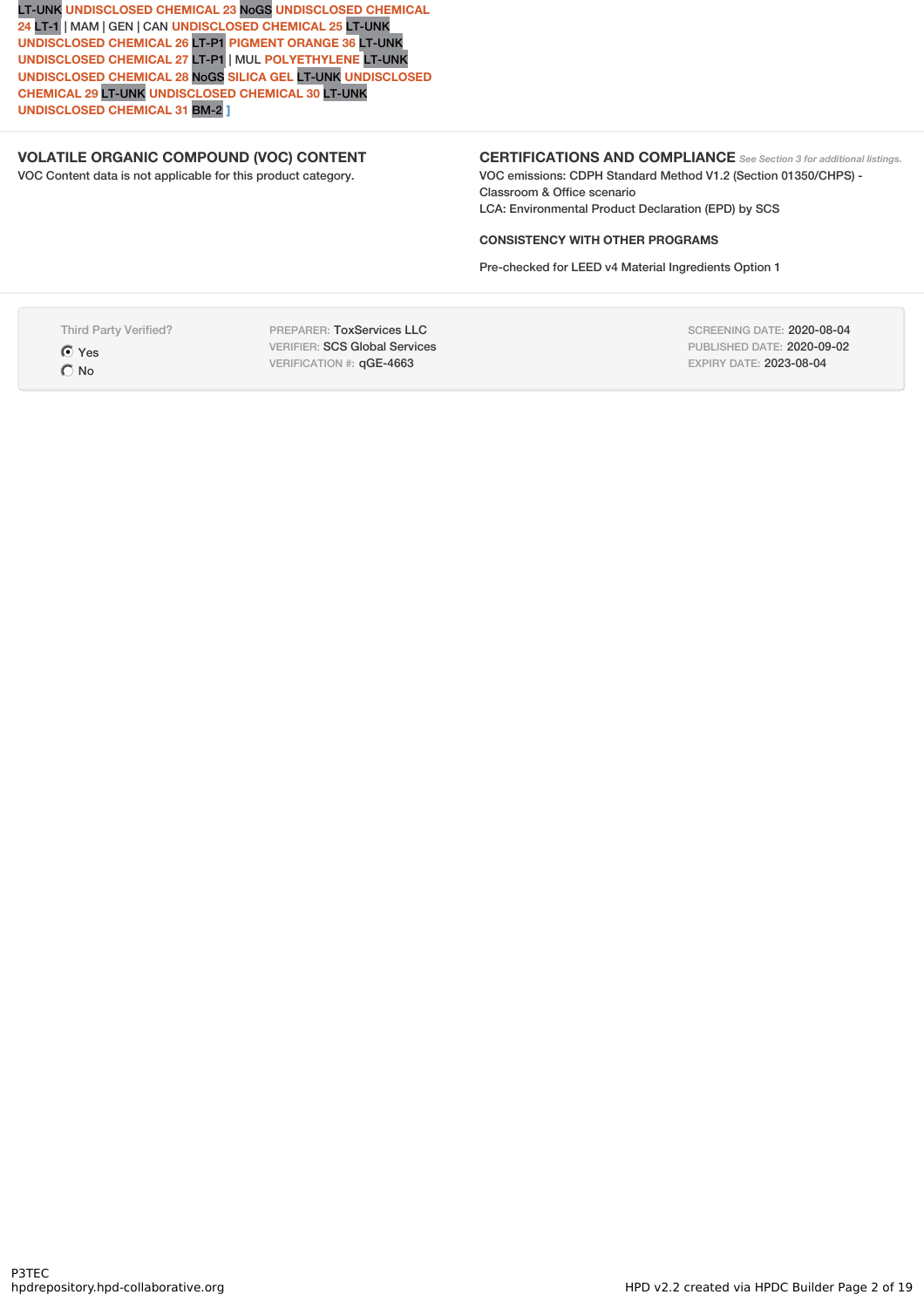LT-UNK **UNDISCLOSED CHEMICAL 23** NoGS **UNDISCLOSED CHEMICAL 24** LT-1 | MAM | GEN | CAN **UNDISCLOSED CHEMICAL 25** LT-UNK **UNDISCLOSED CHEMICAL 26** LT-P1 **PIGMENT ORANGE 36** LT-UNK **UNDISCLOSED CHEMICAL 27** LT-P1 | MUL **POLYETHYLENE** LT-UNK **UNDISCLOSED CHEMICAL 28** NoGS **SILICA GEL** LT-UNK **UNDISCLOSED CHEMICAL 29** LT-UNK **UNDISCLOSED CHEMICAL 30** LT-UNK **UNDISCLOSED CHEMICAL 31** BM-2 ]

### VOLATILE ORGANIC COMPOUND (VOC) CONTENT

VOC Content data is not applicable for this product category.

### CERTIFICATIONS AND COMPLIANCE

*See Section 3 for additional listings.*

VOC emissions: CDPH Standard Method V1.2 (Section 01350/CHPS) - Classroom & Office scenario

LCA: Environmental Product Declaration (EPD) by SCS

#### CONSISTENCY WITH OTHER PROGRAMS

Pre-checked for LEED v4 Material Ingredients Option 1

Third Party Verified?

- (x) Yes
- ( ) No

PREPARER: ToxServices LLC
VERIFIER: SCS Global Services
VERIFICATION #: qGE-4663

SCREENING DATE: 2020-08-04
PUBLISHED DATE: 2020-09-02
EXPIRY DATE: 2023-08-04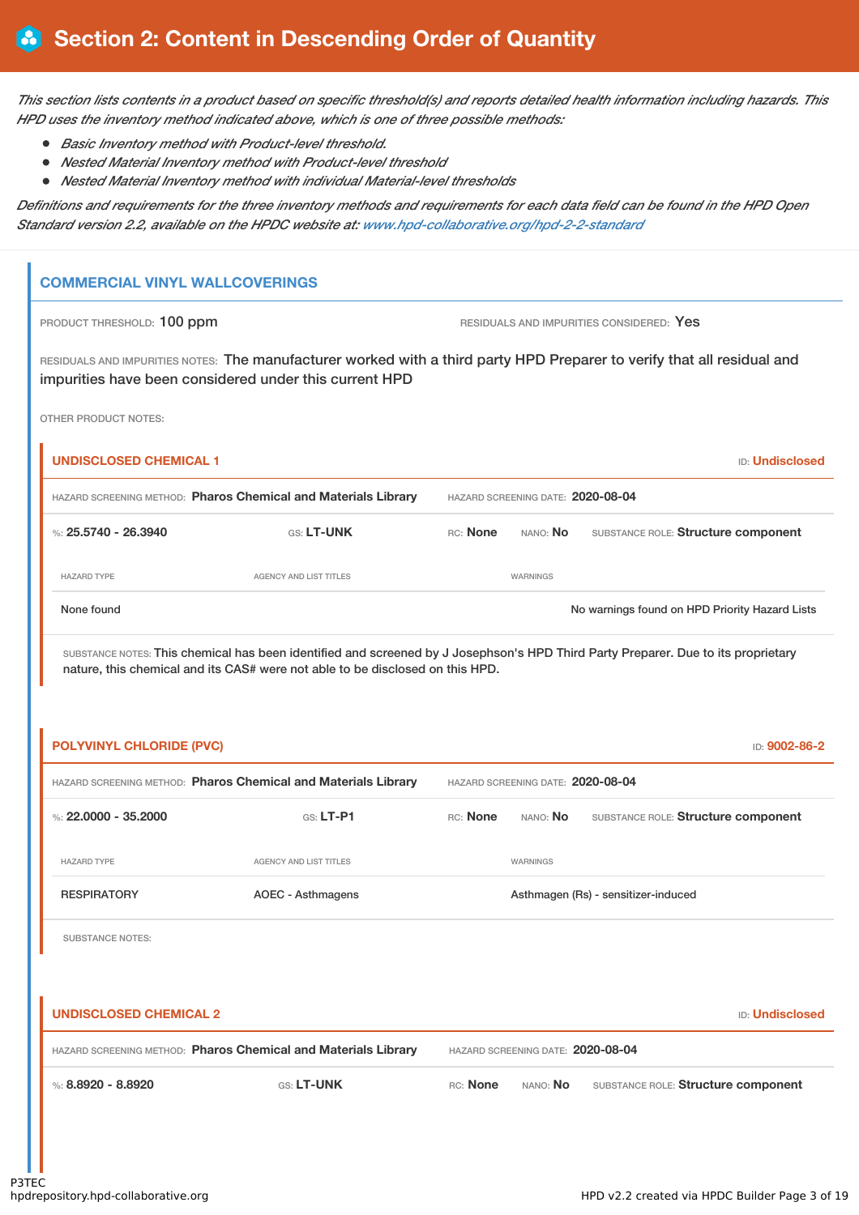# Section 2: Content in Descending Order of Quantity

*This section lists contents in a product based on specific threshold(s) and reports detailed health information including hazards. This HPD uses the inventory method indicated above, which is one of three possible methods:*

- *Basic Inventory method with Product-level threshold.*
- *Nested Material Inventory method with Product-level threshold*
- *Nested Material Inventory method with individual Material-level thresholds*

*Definitions and requirements for the three inventory methods and requirements for each data field can be found in the HPD Open Standard version 2.2, available on the HPDC website at: www.hpd-collaborative.org/hpd-2-2-standard*

## COMMERCIAL VINYL WALLCOVERINGS

PRODUCT THRESHOLD: **100 ppm**

RESIDUALS AND IMPURITIES CONSIDERED: **Yes**

RESIDUALS AND IMPURITIES NOTES: The manufacturer worked with a third party HPD Preparer to verify that all residual and impurities have been considered under this current HPD

OTHER PRODUCT NOTES:

### UNDISCLOSED CHEMICAL 1

ID: **Undisclosed**

HAZARD SCREENING METHOD: **Pharos Chemical and Materials Library** HAZARD SCREENING DATE: **2020-08-04**

%: **25.5740 - 26.3940** GS: **LT-UNK** RC: **None** NANO: **No** SUBSTANCE ROLE: **Structure component**

| HAZARD TYPE | AGENCY AND LIST TITLES | WARNINGS |
|---|---|---|
| None found | | No warnings found on HPD Priority Hazard Lists |

SUBSTANCE NOTES: This chemical has been identified and screened by J Josephson's HPD Third Party Preparer. Due to its proprietary nature, this chemical and its CAS# were not able to be disclosed on this HPD.

### POLYVINYL CHLORIDE (PVC)

ID: **9002-86-2**

HAZARD SCREENING METHOD: **Pharos Chemical and Materials Library** HAZARD SCREENING DATE: **2020-08-04**

%: **22.0000 - 35.2000** GS: **LT-P1** RC: **None** NANO: **No** SUBSTANCE ROLE: **Structure component**

| HAZARD TYPE | AGENCY AND LIST TITLES | WARNINGS |
|---|---|---|
| RESPIRATORY | AOEC - Asthmagens | Asthmagen (Rs) - sensitizer-induced |

SUBSTANCE NOTES:

### UNDISCLOSED CHEMICAL 2

ID: **Undisclosed**

HAZARD SCREENING METHOD: **Pharos Chemical and Materials Library** HAZARD SCREENING DATE: **2020-08-04**

%: **8.8920 - 8.8920** GS: **LT-UNK** RC: **None** NANO: **No** SUBSTANCE ROLE: **Structure component**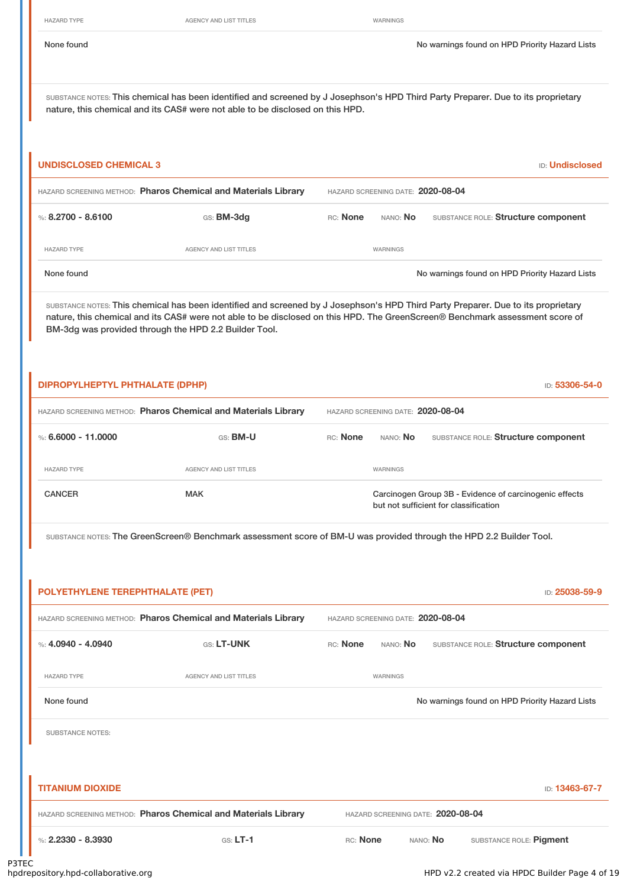| HAZARD TYPE | AGENCY AND LIST TITLES | WARNINGS |
|---|---|---|
| None found | | No warnings found on HPD Priority Hazard Lists |

SUBSTANCE NOTES: This chemical has been identified and screened by J Josephson's HPD Third Party Preparer. Due to its proprietary nature, this chemical and its CAS# were not able to be disclosed on this HPD.

## UNDISCLOSED CHEMICAL 3

ID: **Undisclosed**

HAZARD SCREENING METHOD: **Pharos Chemical and Materials Library** HAZARD SCREENING DATE: **2020-08-04**

%: **8.2700 - 8.6100** GS: **BM-3dg** RC: **None** NANO: **No** SUBSTANCE ROLE: **Structure component**

| HAZARD TYPE | AGENCY AND LIST TITLES | WARNINGS |
|---|---|---|
| None found | | No warnings found on HPD Priority Hazard Lists |

SUBSTANCE NOTES: This chemical has been identified and screened by J Josephson's HPD Third Party Preparer. Due to its proprietary nature, this chemical and its CAS# were not able to be disclosed on this HPD. The GreenScreen® Benchmark assessment score of BM-3dg was provided through the HPD 2.2 Builder Tool.

## DIPROPYLHEPTYL PHTHALATE (DPHP)

ID: **53306-54-0**

HAZARD SCREENING METHOD: **Pharos Chemical and Materials Library** HAZARD SCREENING DATE: **2020-08-04**

%: **6.6000 - 11.0000** GS: **BM-U** RC: **None** NANO: **No** SUBSTANCE ROLE: **Structure component**

| HAZARD TYPE | AGENCY AND LIST TITLES | WARNINGS |
|---|---|---|
| CANCER | MAK | Carcinogen Group 3B - Evidence of carcinogenic effects but not sufficient for classification |

SUBSTANCE NOTES: The GreenScreen® Benchmark assessment score of BM-U was provided through the HPD 2.2 Builder Tool.

## POLYETHYLENE TEREPHTHALATE (PET)

ID: **25038-59-9**

HAZARD SCREENING METHOD: **Pharos Chemical and Materials Library** HAZARD SCREENING DATE: **2020-08-04**

%: **4.0940 - 4.0940** GS: **LT-UNK** RC: **None** NANO: **No** SUBSTANCE ROLE: **Structure component**

| HAZARD TYPE | AGENCY AND LIST TITLES | WARNINGS |
|---|---|---|
| None found | | No warnings found on HPD Priority Hazard Lists |

SUBSTANCE NOTES:

## TITANIUM DIOXIDE

ID: **13463-67-7**

HAZARD SCREENING METHOD: **Pharos Chemical and Materials Library** HAZARD SCREENING DATE: **2020-08-04**

%: **2.2330 - 8.3930** GS: **LT-1** RC: **None** NANO: **No** SUBSTANCE ROLE: **Pigment**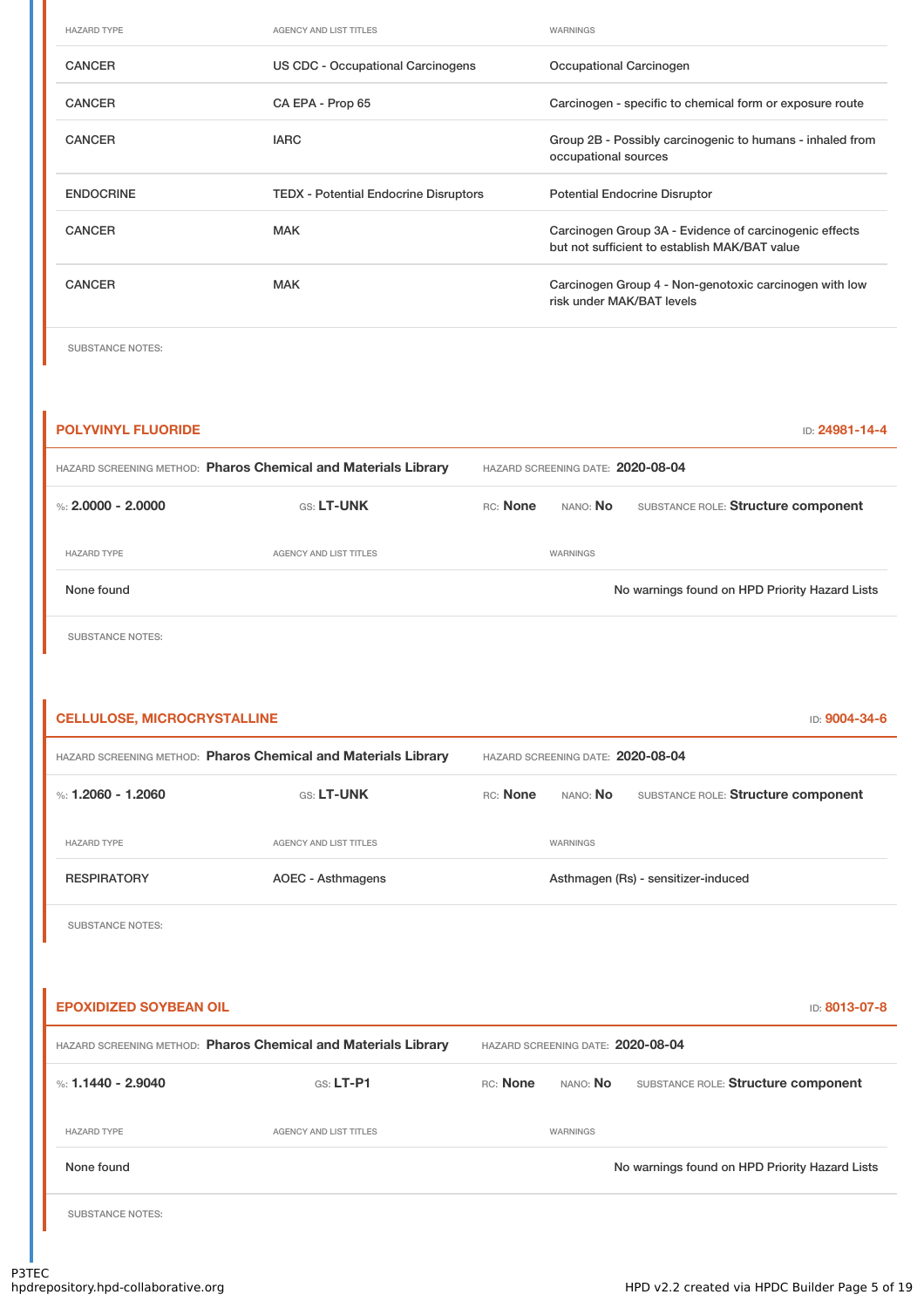| HAZARD TYPE | AGENCY AND LIST TITLES | WARNINGS |
|---|---|---|
| CANCER | US CDC - Occupational Carcinogens | Occupational Carcinogen |
| CANCER | CA EPA - Prop 65 | Carcinogen - specific to chemical form or exposure route |
| CANCER | IARC | Group 2B - Possibly carcinogenic to humans - inhaled from occupational sources |
| ENDOCRINE | TEDX - Potential Endocrine Disruptors | Potential Endocrine Disruptor |
| CANCER | MAK | Carcinogen Group 3A - Evidence of carcinogenic effects but not sufficient to establish MAK/BAT value |
| CANCER | MAK | Carcinogen Group 4 - Non-genotoxic carcinogen with low risk under MAK/BAT levels |

SUBSTANCE NOTES:

## POLYVINYL FLUORIDE

ID: 24981-14-4

HAZARD SCREENING METHOD: **Pharos Chemical and Materials Library** HAZARD SCREENING DATE: **2020-08-04**

%: **2.0000 - 2.0000** GS: **LT-UNK** RC: **None** NANO: **No** SUBSTANCE ROLE: **Structure component**

| HAZARD TYPE | AGENCY AND LIST TITLES | WARNINGS |
|---|---|---|
| None found | | No warnings found on HPD Priority Hazard Lists |

SUBSTANCE NOTES:

## CELLULOSE, MICROCRYSTALLINE

ID: 9004-34-6

HAZARD SCREENING METHOD: **Pharos Chemical and Materials Library** HAZARD SCREENING DATE: **2020-08-04**

%: **1.2060 - 1.2060** GS: **LT-UNK** RC: **None** NANO: **No** SUBSTANCE ROLE: **Structure component**

| HAZARD TYPE | AGENCY AND LIST TITLES | WARNINGS |
|---|---|---|
| RESPIRATORY | AOEC - Asthmagens | Asthmagen (Rs) - sensitizer-induced |

SUBSTANCE NOTES:

## EPOXIDIZED SOYBEAN OIL

ID: 8013-07-8

HAZARD SCREENING METHOD: **Pharos Chemical and Materials Library** HAZARD SCREENING DATE: **2020-08-04**

%: **1.1440 - 2.9040** GS: **LT-P1** RC: **None** NANO: **No** SUBSTANCE ROLE: **Structure component**

| HAZARD TYPE | AGENCY AND LIST TITLES | WARNINGS |
|---|---|---|
| None found | | No warnings found on HPD Priority Hazard Lists |

SUBSTANCE NOTES: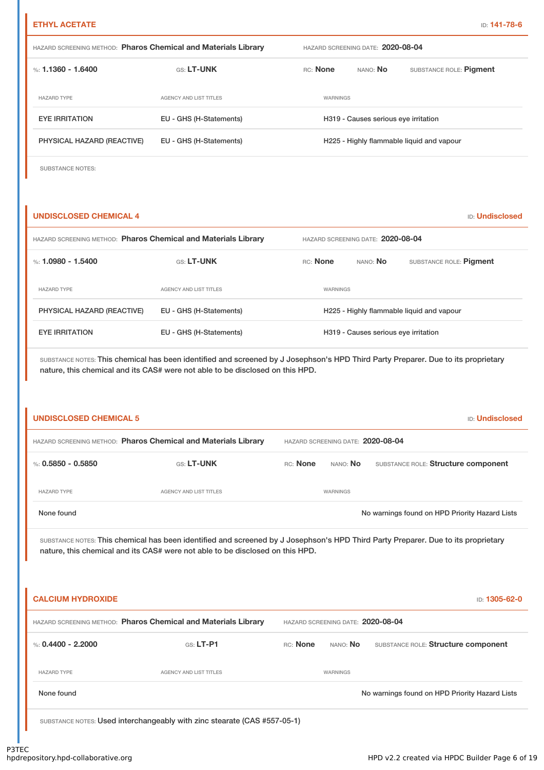## ETHYL ACETATE

ID: 141-78-6

HAZARD SCREENING METHOD: **Pharos Chemical and Materials Library** HAZARD SCREENING DATE: **2020-08-04**

%: **1.1360 - 1.6400** GS: **LT-UNK** RC: **None** NANO: **No** SUBSTANCE ROLE: **Pigment**

| HAZARD TYPE | AGENCY AND LIST TITLES | WARNINGS |
|---|---|---|
| EYE IRRITATION | EU - GHS (H-Statements) | H319 - Causes serious eye irritation |
| PHYSICAL HAZARD (REACTIVE) | EU - GHS (H-Statements) | H225 - Highly flammable liquid and vapour |

SUBSTANCE NOTES:

## UNDISCLOSED CHEMICAL 4

ID: Undisclosed

HAZARD SCREENING METHOD: **Pharos Chemical and Materials Library** HAZARD SCREENING DATE: **2020-08-04**

%: **1.0980 - 1.5400** GS: **LT-UNK** RC: **None** NANO: **No** SUBSTANCE ROLE: **Pigment**

| HAZARD TYPE | AGENCY AND LIST TITLES | WARNINGS |
|---|---|---|
| PHYSICAL HAZARD (REACTIVE) | EU - GHS (H-Statements) | H225 - Highly flammable liquid and vapour |
| EYE IRRITATION | EU - GHS (H-Statements) | H319 - Causes serious eye irritation |

SUBSTANCE NOTES: This chemical has been identified and screened by J Josephson's HPD Third Party Preparer. Due to its proprietary nature, this chemical and its CAS# were not able to be disclosed on this HPD.

## UNDISCLOSED CHEMICAL 5

ID: Undisclosed

HAZARD SCREENING METHOD: **Pharos Chemical and Materials Library** HAZARD SCREENING DATE: **2020-08-04**

%: **0.5850 - 0.5850** GS: **LT-UNK** RC: **None** NANO: **No** SUBSTANCE ROLE: **Structure component**

| HAZARD TYPE | AGENCY AND LIST TITLES | WARNINGS |
|---|---|---|
| None found | | No warnings found on HPD Priority Hazard Lists |

SUBSTANCE NOTES: This chemical has been identified and screened by J Josephson's HPD Third Party Preparer. Due to its proprietary nature, this chemical and its CAS# were not able to be disclosed on this HPD.

## CALCIUM HYDROXIDE

ID: 1305-62-0

HAZARD SCREENING METHOD: **Pharos Chemical and Materials Library** HAZARD SCREENING DATE: **2020-08-04**

%: **0.4400 - 2.2000** GS: **LT-P1** RC: **None** NANO: **No** SUBSTANCE ROLE: **Structure component**

| HAZARD TYPE | AGENCY AND LIST TITLES | WARNINGS |
|---|---|---|
| None found | | No warnings found on HPD Priority Hazard Lists |

SUBSTANCE NOTES: Used interchangeably with zinc stearate (CAS #557-05-1)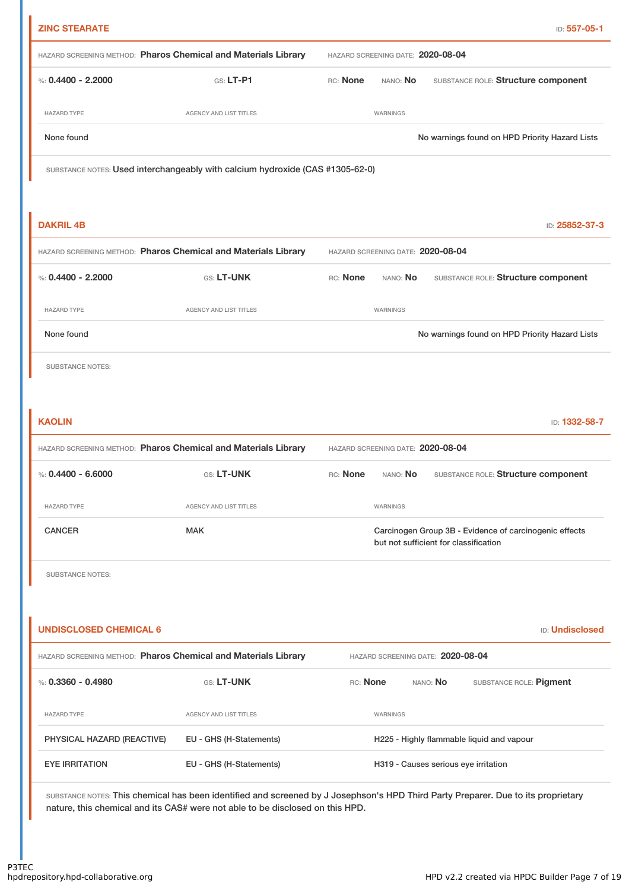## ZINC STEARATE

ID: 557-05-1

HAZARD SCREENING METHOD: **Pharos Chemical and Materials Library** HAZARD SCREENING DATE: **2020-08-04**

%: **0.4400 - 2.2000** GS: **LT-P1** RC: **None** NANO: **No** SUBSTANCE ROLE: **Structure component**

| HAZARD TYPE | AGENCY AND LIST TITLES | WARNINGS |
| --- | --- | --- |
| None found | | No warnings found on HPD Priority Hazard Lists |

SUBSTANCE NOTES: Used interchangeably with calcium hydroxide (CAS #1305-62-0)

## DAKRIL 4B

ID: 25852-37-3

HAZARD SCREENING METHOD: **Pharos Chemical and Materials Library** HAZARD SCREENING DATE: **2020-08-04**

%: **0.4400 - 2.2000** GS: **LT-UNK** RC: **None** NANO: **No** SUBSTANCE ROLE: **Structure component**

| HAZARD TYPE | AGENCY AND LIST TITLES | WARNINGS |
| --- | --- | --- |
| None found | | No warnings found on HPD Priority Hazard Lists |

SUBSTANCE NOTES:

## KAOLIN

ID: 1332-58-7

HAZARD SCREENING METHOD: **Pharos Chemical and Materials Library** HAZARD SCREENING DATE: **2020-08-04**

%: **0.4400 - 6.6000** GS: **LT-UNK** RC: **None** NANO: **No** SUBSTANCE ROLE: **Structure component**

| HAZARD TYPE | AGENCY AND LIST TITLES | WARNINGS |
| --- | --- | --- |
| CANCER | MAK | Carcinogen Group 3B - Evidence of carcinogenic effects but not sufficient for classification |

SUBSTANCE NOTES:

## UNDISCLOSED CHEMICAL 6

ID: Undisclosed

HAZARD SCREENING METHOD: **Pharos Chemical and Materials Library** HAZARD SCREENING DATE: **2020-08-04**

%: **0.3360 - 0.4980** GS: **LT-UNK** RC: **None** NANO: **No** SUBSTANCE ROLE: **Pigment**

| HAZARD TYPE | AGENCY AND LIST TITLES | WARNINGS |
| --- | --- | --- |
| PHYSICAL HAZARD (REACTIVE) | EU - GHS (H-Statements) | H225 - Highly flammable liquid and vapour |
| EYE IRRITATION | EU - GHS (H-Statements) | H319 - Causes serious eye irritation |

SUBSTANCE NOTES: This chemical has been identified and screened by J Josephson's HPD Third Party Preparer. Due to its proprietary nature, this chemical and its CAS# were not able to be disclosed on this HPD.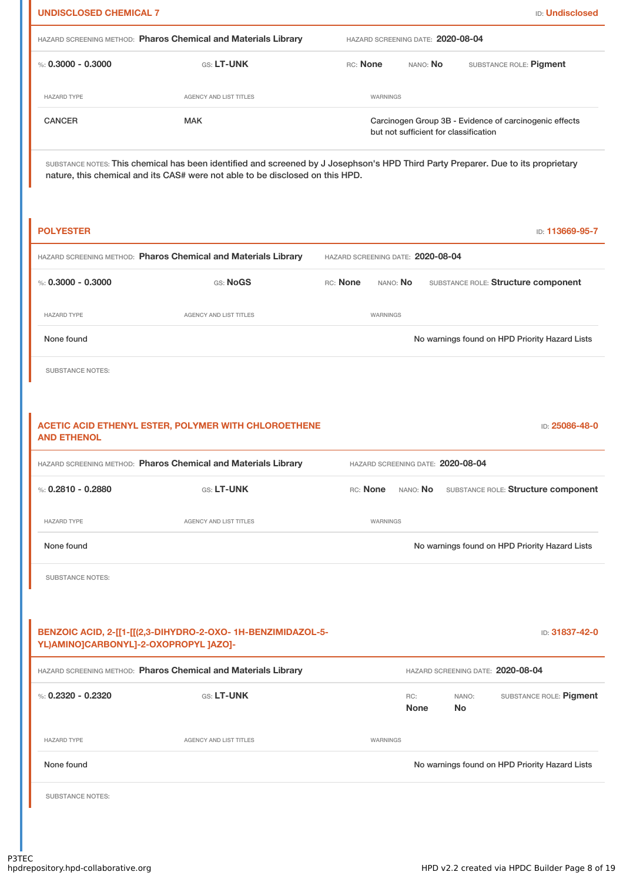## UNDISCLOSED CHEMICAL 7

ID: **Undisclosed**

HAZARD SCREENING METHOD: **Pharos Chemical and Materials Library** HAZARD SCREENING DATE: **2020-08-04**

%: **0.3000 - 0.3000** GS: **LT-UNK** RC: **None** NANO: **No** SUBSTANCE ROLE: **Pigment**

| HAZARD TYPE | AGENCY AND LIST TITLES | WARNINGS |
| --- | --- | --- |
| CANCER | MAK | Carcinogen Group 3B - Evidence of carcinogenic effects but not sufficient for classification |

SUBSTANCE NOTES: This chemical has been identified and screened by J Josephson's HPD Third Party Preparer. Due to its proprietary nature, this chemical and its CAS# were not able to be disclosed on this HPD.

## POLYESTER

ID: **113669-95-7**

HAZARD SCREENING METHOD: **Pharos Chemical and Materials Library** HAZARD SCREENING DATE: **2020-08-04**

%: **0.3000 - 0.3000** GS: **NoGS** RC: **None** NANO: **No** SUBSTANCE ROLE: **Structure component**

| HAZARD TYPE | AGENCY AND LIST TITLES | WARNINGS |
| --- | --- | --- |
| None found | | No warnings found on HPD Priority Hazard Lists |

SUBSTANCE NOTES:

## ACETIC ACID ETHENYL ESTER, POLYMER WITH CHLOROETHENE AND ETHENOL

ID: **25086-48-0**

HAZARD SCREENING METHOD: **Pharos Chemical and Materials Library** HAZARD SCREENING DATE: **2020-08-04**

%: **0.2810 - 0.2880** GS: **LT-UNK** RC: **None** NANO: **No** SUBSTANCE ROLE: **Structure component**

| HAZARD TYPE | AGENCY AND LIST TITLES | WARNINGS |
| --- | --- | --- |
| None found | | No warnings found on HPD Priority Hazard Lists |

SUBSTANCE NOTES:

## BENZOIC ACID, 2-[[1-[[(2,3-DIHYDRO-2-OXO- 1H-BENZIMIDAZOL-5-YL)AMINO]CARBONYL]-2-OXOPROPYL ]AZO]-

ID: **31837-42-0**

HAZARD SCREENING METHOD: **Pharos Chemical and Materials Library** HAZARD SCREENING DATE: **2020-08-04**

%: **0.2320 - 0.2320** GS: **LT-UNK** RC: **None** NANO: **No** SUBSTANCE ROLE: **Pigment**

| HAZARD TYPE | AGENCY AND LIST TITLES | WARNINGS |
| --- | --- | --- |
| None found | | No warnings found on HPD Priority Hazard Lists |

SUBSTANCE NOTES: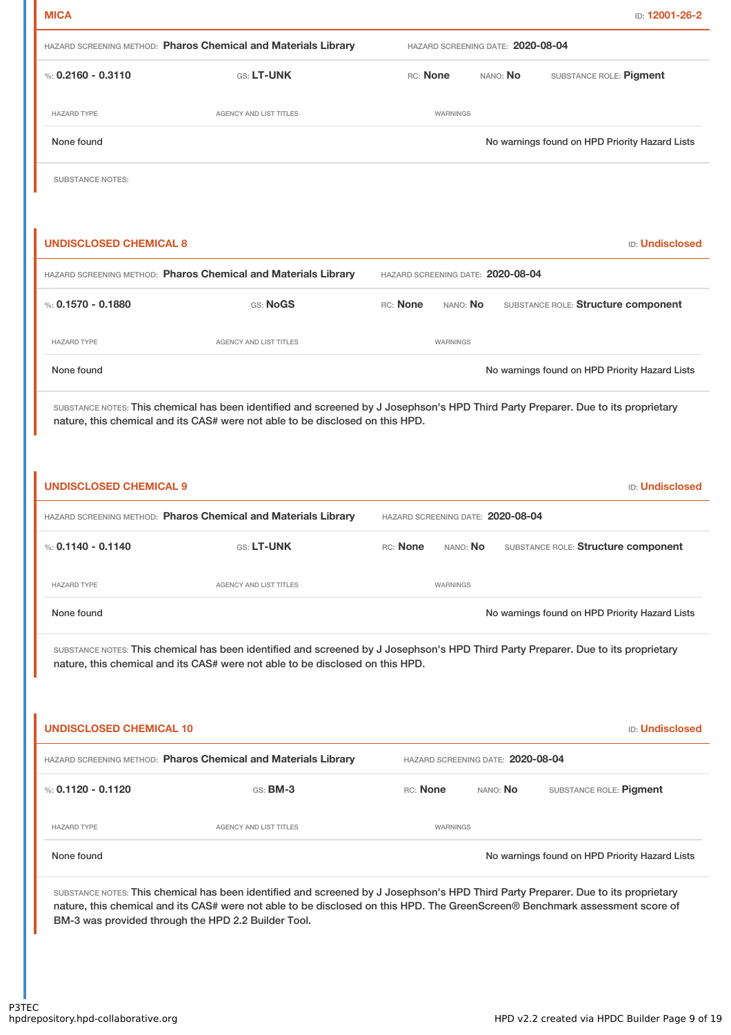## MICA

ID: 12001-26-2

HAZARD SCREENING METHOD: **Pharos Chemical and Materials Library** HAZARD SCREENING DATE: **2020-08-04**

%: **0.2160 - 0.3110** GS: **LT-UNK** RC: **None** NANO: **No** SUBSTANCE ROLE: **Pigment**

| HAZARD TYPE | AGENCY AND LIST TITLES | WARNINGS |
| --- | --- | --- |
| None found | | No warnings found on HPD Priority Hazard Lists |

SUBSTANCE NOTES:

## UNDISCLOSED CHEMICAL 8

ID: Undisclosed

HAZARD SCREENING METHOD: **Pharos Chemical and Materials Library** HAZARD SCREENING DATE: **2020-08-04**

%: **0.1570 - 0.1880** GS: **NoGS** RC: **None** NANO: **No** SUBSTANCE ROLE: **Structure component**

| HAZARD TYPE | AGENCY AND LIST TITLES | WARNINGS |
| --- | --- | --- |
| None found | | No warnings found on HPD Priority Hazard Lists |

SUBSTANCE NOTES: This chemical has been identified and screened by J Josephson's HPD Third Party Preparer. Due to its proprietary nature, this chemical and its CAS# were not able to be disclosed on this HPD.

## UNDISCLOSED CHEMICAL 9

ID: Undisclosed

HAZARD SCREENING METHOD: **Pharos Chemical and Materials Library** HAZARD SCREENING DATE: **2020-08-04**

%: **0.1140 - 0.1140** GS: **LT-UNK** RC: **None** NANO: **No** SUBSTANCE ROLE: **Structure component**

| HAZARD TYPE | AGENCY AND LIST TITLES | WARNINGS |
| --- | --- | --- |
| None found | | No warnings found on HPD Priority Hazard Lists |

SUBSTANCE NOTES: This chemical has been identified and screened by J Josephson's HPD Third Party Preparer. Due to its proprietary nature, this chemical and its CAS# were not able to be disclosed on this HPD.

## UNDISCLOSED CHEMICAL 10

ID: Undisclosed

HAZARD SCREENING METHOD: **Pharos Chemical and Materials Library** HAZARD SCREENING DATE: **2020-08-04**

%: **0.1120 - 0.1120** GS: **BM-3** RC: **None** NANO: **No** SUBSTANCE ROLE: **Pigment**

| HAZARD TYPE | AGENCY AND LIST TITLES | WARNINGS |
| --- | --- | --- |
| None found | | No warnings found on HPD Priority Hazard Lists |

SUBSTANCE NOTES: This chemical has been identified and screened by J Josephson's HPD Third Party Preparer. Due to its proprietary nature, this chemical and its CAS# were not able to be disclosed on this HPD. The GreenScreen® Benchmark assessment score of BM-3 was provided through the HPD 2.2 Builder Tool.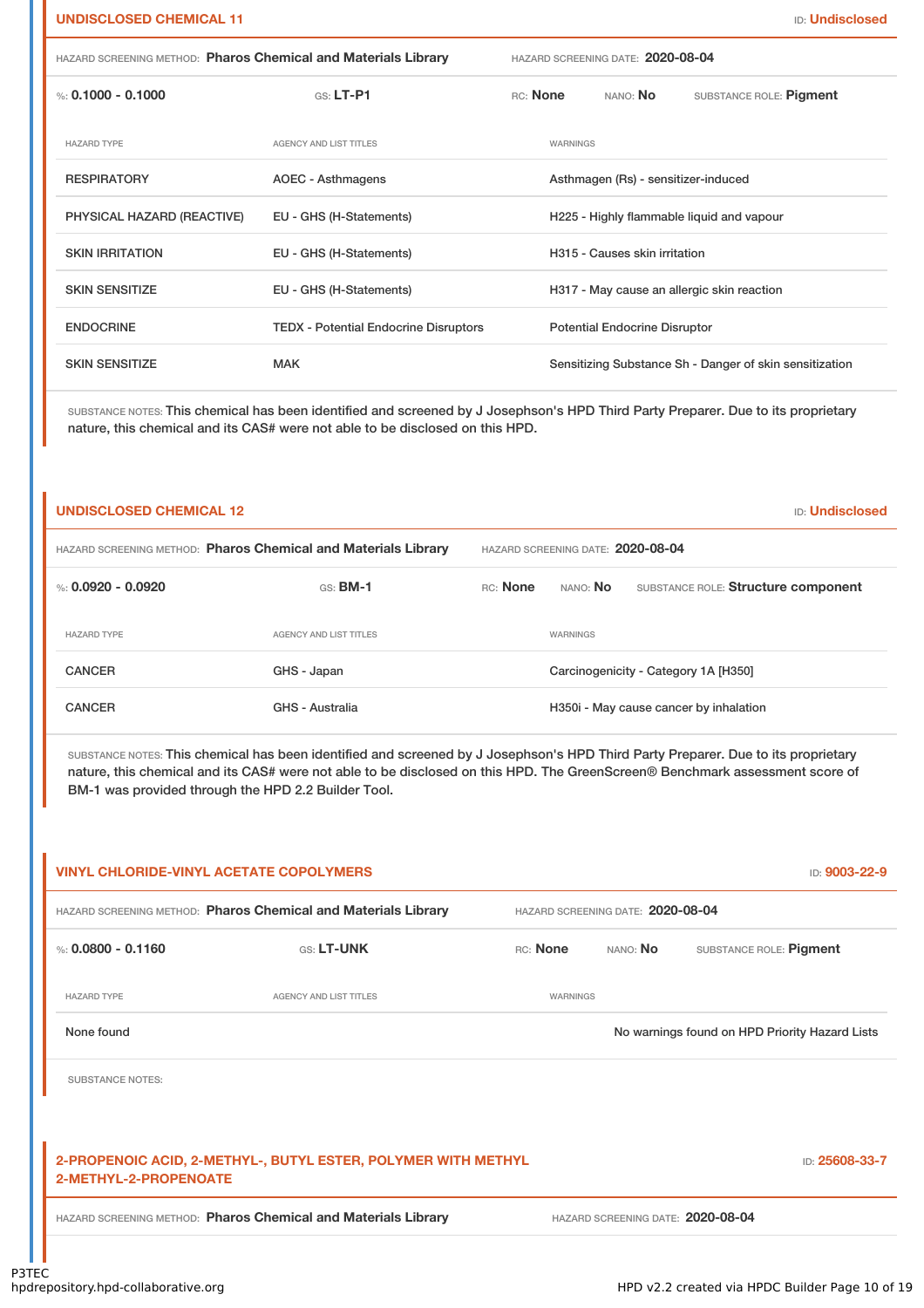## UNDISCLOSED CHEMICAL 11

ID: **Undisclosed**

HAZARD SCREENING METHOD: **Pharos Chemical and Materials Library** HAZARD SCREENING DATE: **2020-08-04**

%: **0.1000 - 0.1000** GS: **LT-P1** RC: **None** NANO: **No** SUBSTANCE ROLE: **Pigment**

| HAZARD TYPE | AGENCY AND LIST TITLES | WARNINGS |
| --- | --- | --- |
| RESPIRATORY | AOEC - Asthmagens | Asthmagen (Rs) - sensitizer-induced |
| PHYSICAL HAZARD (REACTIVE) | EU - GHS (H-Statements) | H225 - Highly flammable liquid and vapour |
| SKIN IRRITATION | EU - GHS (H-Statements) | H315 - Causes skin irritation |
| SKIN SENSITIZE | EU - GHS (H-Statements) | H317 - May cause an allergic skin reaction |
| ENDOCRINE | TEDX - Potential Endocrine Disruptors | Potential Endocrine Disruptor |
| SKIN SENSITIZE | MAK | Sensitizing Substance Sh - Danger of skin sensitization |

SUBSTANCE NOTES: This chemical has been identified and screened by J Josephson's HPD Third Party Preparer. Due to its proprietary nature, this chemical and its CAS# were not able to be disclosed on this HPD.

## UNDISCLOSED CHEMICAL 12

ID: **Undisclosed**

HAZARD SCREENING METHOD: **Pharos Chemical and Materials Library** HAZARD SCREENING DATE: **2020-08-04**

%: **0.0920 - 0.0920** GS: **BM-1** RC: **None** NANO: **No** SUBSTANCE ROLE: **Structure component**

| HAZARD TYPE | AGENCY AND LIST TITLES | WARNINGS |
| --- | --- | --- |
| CANCER | GHS - Japan | Carcinogenicity - Category 1A [H350] |
| CANCER | GHS - Australia | H350i - May cause cancer by inhalation |

SUBSTANCE NOTES: This chemical has been identified and screened by J Josephson's HPD Third Party Preparer. Due to its proprietary nature, this chemical and its CAS# were not able to be disclosed on this HPD. The GreenScreen® Benchmark assessment score of BM-1 was provided through the HPD 2.2 Builder Tool.

## VINYL CHLORIDE-VINYL ACETATE COPOLYMERS

ID: **9003-22-9**

HAZARD SCREENING METHOD: **Pharos Chemical and Materials Library** HAZARD SCREENING DATE: **2020-08-04**

%: **0.0800 - 0.1160** GS: **LT-UNK** RC: **None** NANO: **No** SUBSTANCE ROLE: **Pigment**

| HAZARD TYPE | AGENCY AND LIST TITLES | WARNINGS |
| --- | --- | --- |
| None found | | No warnings found on HPD Priority Hazard Lists |

SUBSTANCE NOTES:

## 2-PROPENOIC ACID, 2-METHYL-, BUTYL ESTER, POLYMER WITH METHYL 2-METHYL-2-PROPENOATE

ID: **25608-33-7**

HAZARD SCREENING METHOD: **Pharos Chemical and Materials Library** HAZARD SCREENING DATE: **2020-08-04**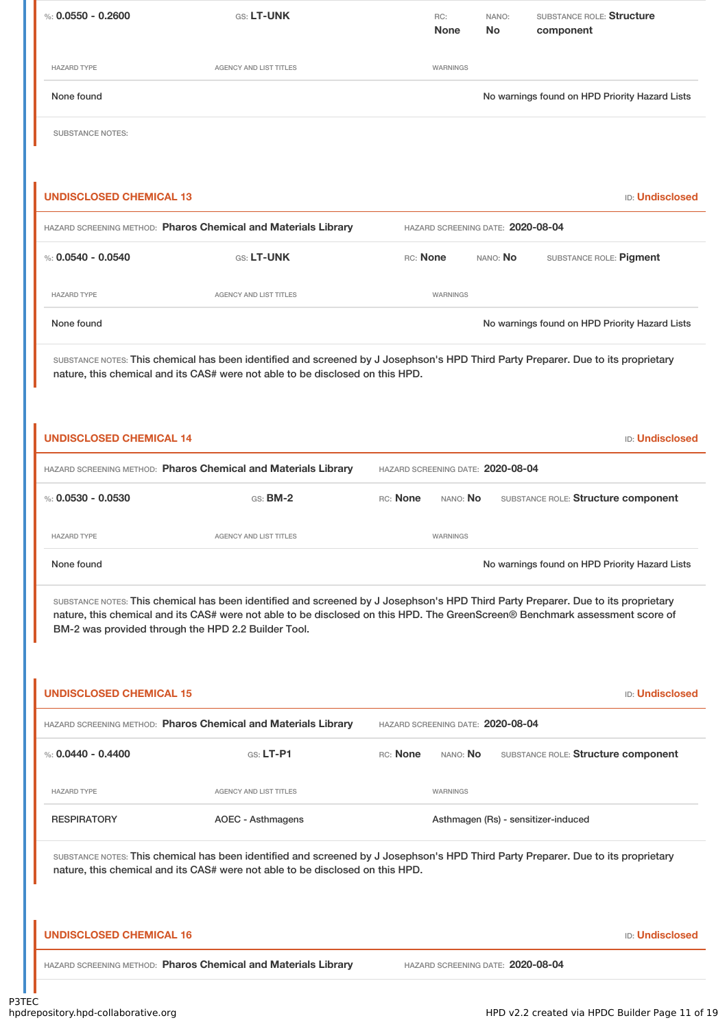%: **0.0550 - 0.2600** GS: **LT-UNK** RC: **None** NANO: **No** SUBSTANCE ROLE: **Structure component**

| HAZARD TYPE | AGENCY AND LIST TITLES | WARNINGS |
|---|---|---|
| None found | | No warnings found on HPD Priority Hazard Lists |

SUBSTANCE NOTES:

## UNDISCLOSED CHEMICAL 13

ID: **Undisclosed**

HAZARD SCREENING METHOD: **Pharos Chemical and Materials Library** HAZARD SCREENING DATE: **2020-08-04**

%: **0.0540 - 0.0540** GS: **LT-UNK** RC: **None** NANO: **No** SUBSTANCE ROLE: **Pigment**

| HAZARD TYPE | AGENCY AND LIST TITLES | WARNINGS |
|---|---|---|
| None found | | No warnings found on HPD Priority Hazard Lists |

SUBSTANCE NOTES: This chemical has been identified and screened by J Josephson's HPD Third Party Preparer. Due to its proprietary nature, this chemical and its CAS# were not able to be disclosed on this HPD.

## UNDISCLOSED CHEMICAL 14

ID: **Undisclosed**

HAZARD SCREENING METHOD: **Pharos Chemical and Materials Library** HAZARD SCREENING DATE: **2020-08-04**

%: **0.0530 - 0.0530** GS: **BM-2** RC: **None** NANO: **No** SUBSTANCE ROLE: **Structure component**

| HAZARD TYPE | AGENCY AND LIST TITLES | WARNINGS |
|---|---|---|
| None found | | No warnings found on HPD Priority Hazard Lists |

SUBSTANCE NOTES: This chemical has been identified and screened by J Josephson's HPD Third Party Preparer. Due to its proprietary nature, this chemical and its CAS# were not able to be disclosed on this HPD. The GreenScreen® Benchmark assessment score of BM-2 was provided through the HPD 2.2 Builder Tool.

## UNDISCLOSED CHEMICAL 15

ID: **Undisclosed**

HAZARD SCREENING METHOD: **Pharos Chemical and Materials Library** HAZARD SCREENING DATE: **2020-08-04**

%: **0.0440 - 0.4400** GS: **LT-P1** RC: **None** NANO: **No** SUBSTANCE ROLE: **Structure component**

| HAZARD TYPE | AGENCY AND LIST TITLES | WARNINGS |
|---|---|---|
| RESPIRATORY | AOEC - Asthmagens | Asthmagen (Rs) - sensitizer-induced |

SUBSTANCE NOTES: This chemical has been identified and screened by J Josephson's HPD Third Party Preparer. Due to its proprietary nature, this chemical and its CAS# were not able to be disclosed on this HPD.

## UNDISCLOSED CHEMICAL 16

ID: **Undisclosed**

HAZARD SCREENING METHOD: **Pharos Chemical and Materials Library** HAZARD SCREENING DATE: **2020-08-04**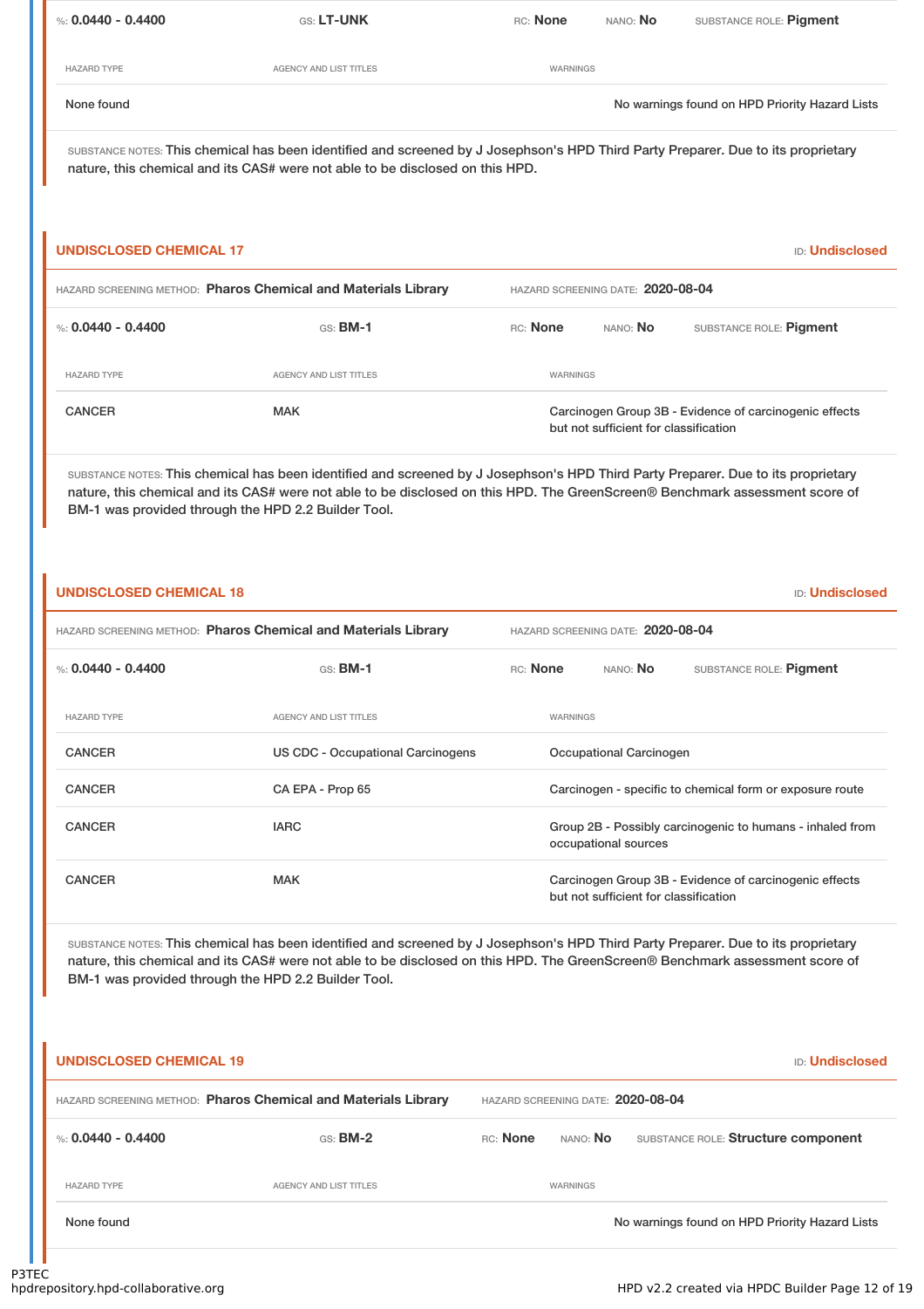%: **0.0440 - 0.4400** GS: **LT-UNK** RC: **None** NANO: **No** SUBSTANCE ROLE: **Pigment**

| HAZARD TYPE | AGENCY AND LIST TITLES | WARNINGS |
| --- | --- | --- |
| None found | | No warnings found on HPD Priority Hazard Lists |

SUBSTANCE NOTES: This chemical has been identified and screened by J Josephson's HPD Third Party Preparer. Due to its proprietary nature, this chemical and its CAS# were not able to be disclosed on this HPD.

## UNDISCLOSED CHEMICAL 17

ID: **Undisclosed**

HAZARD SCREENING METHOD: **Pharos Chemical and Materials Library** HAZARD SCREENING DATE: **2020-08-04**

%: **0.0440 - 0.4400** GS: **BM-1** RC: **None** NANO: **No** SUBSTANCE ROLE: **Pigment**

| HAZARD TYPE | AGENCY AND LIST TITLES | WARNINGS |
| --- | --- | --- |
| CANCER | MAK | Carcinogen Group 3B - Evidence of carcinogenic effects but not sufficient for classification |

SUBSTANCE NOTES: This chemical has been identified and screened by J Josephson's HPD Third Party Preparer. Due to its proprietary nature, this chemical and its CAS# were not able to be disclosed on this HPD. The GreenScreen® Benchmark assessment score of BM-1 was provided through the HPD 2.2 Builder Tool.

## UNDISCLOSED CHEMICAL 18

ID: **Undisclosed**

HAZARD SCREENING METHOD: **Pharos Chemical and Materials Library** HAZARD SCREENING DATE: **2020-08-04**

%: **0.0440 - 0.4400** GS: **BM-1** RC: **None** NANO: **No** SUBSTANCE ROLE: **Pigment**

| HAZARD TYPE | AGENCY AND LIST TITLES | WARNINGS |
| --- | --- | --- |
| CANCER | US CDC - Occupational Carcinogens | Occupational Carcinogen |
| CANCER | CA EPA - Prop 65 | Carcinogen - specific to chemical form or exposure route |
| CANCER | IARC | Group 2B - Possibly carcinogenic to humans - inhaled from occupational sources |
| CANCER | MAK | Carcinogen Group 3B - Evidence of carcinogenic effects but not sufficient for classification |

SUBSTANCE NOTES: This chemical has been identified and screened by J Josephson's HPD Third Party Preparer. Due to its proprietary nature, this chemical and its CAS# were not able to be disclosed on this HPD. The GreenScreen® Benchmark assessment score of BM-1 was provided through the HPD 2.2 Builder Tool.

## UNDISCLOSED CHEMICAL 19

ID: **Undisclosed**

HAZARD SCREENING METHOD: **Pharos Chemical and Materials Library** HAZARD SCREENING DATE: **2020-08-04**

%: **0.0440 - 0.4400** GS: **BM-2** RC: **None** NANO: **No** SUBSTANCE ROLE: **Structure component**

| HAZARD TYPE | AGENCY AND LIST TITLES | WARNINGS |
| --- | --- | --- |
| None found | | No warnings found on HPD Priority Hazard Lists |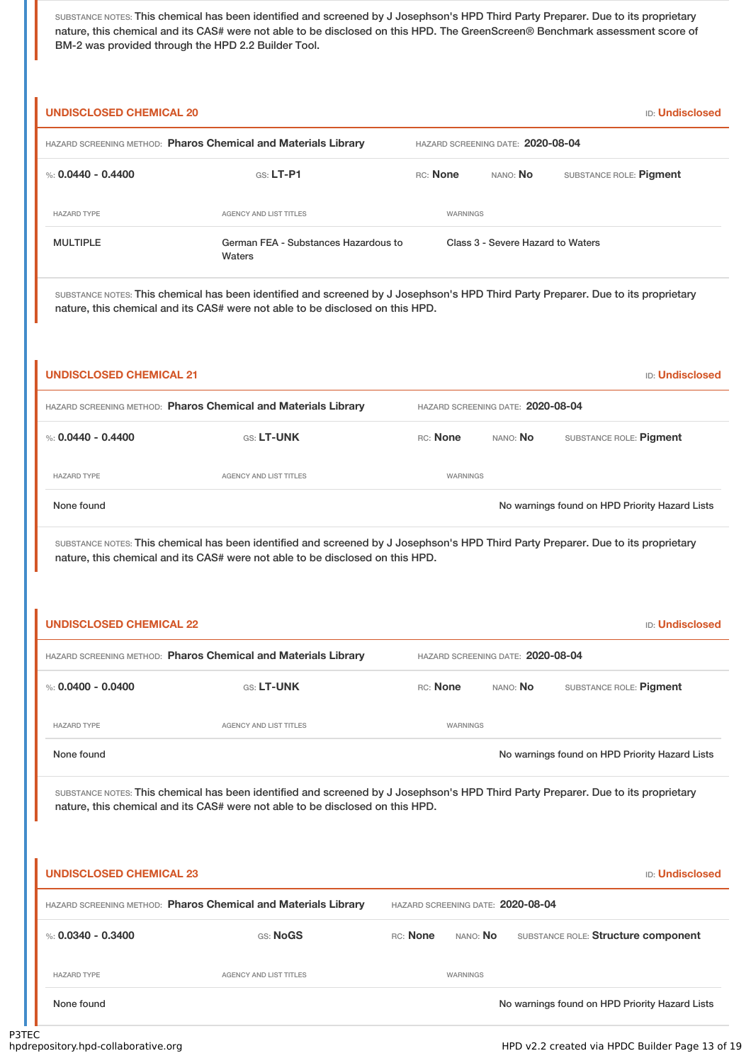SUBSTANCE NOTES: This chemical has been identified and screened by J Josephson's HPD Third Party Preparer. Due to its proprietary nature, this chemical and its CAS# were not able to be disclosed on this HPD. The GreenScreen® Benchmark assessment score of BM-2 was provided through the HPD 2.2 Builder Tool.

### UNDISCLOSED CHEMICAL 20

ID: **Undisclosed**

HAZARD SCREENING METHOD: **Pharos Chemical and Materials Library** HAZARD SCREENING DATE: **2020-08-04**

%: **0.0440 - 0.4400** GS: **LT-P1** RC: **None** NANO: **No** SUBSTANCE ROLE: **Pigment**

| HAZARD TYPE | AGENCY AND LIST TITLES | WARNINGS |
|---|---|---|
| MULTIPLE | German FEA - Substances Hazardous to Waters | Class 3 - Severe Hazard to Waters |

SUBSTANCE NOTES: This chemical has been identified and screened by J Josephson's HPD Third Party Preparer. Due to its proprietary nature, this chemical and its CAS# were not able to be disclosed on this HPD.

### UNDISCLOSED CHEMICAL 21

ID: **Undisclosed**

HAZARD SCREENING METHOD: **Pharos Chemical and Materials Library** HAZARD SCREENING DATE: **2020-08-04**

%: **0.0440 - 0.4400** GS: **LT-UNK** RC: **None** NANO: **No** SUBSTANCE ROLE: **Pigment**

| HAZARD TYPE | AGENCY AND LIST TITLES | WARNINGS |
|---|---|---|
| None found | | No warnings found on HPD Priority Hazard Lists |

SUBSTANCE NOTES: This chemical has been identified and screened by J Josephson's HPD Third Party Preparer. Due to its proprietary nature, this chemical and its CAS# were not able to be disclosed on this HPD.

### UNDISCLOSED CHEMICAL 22

ID: **Undisclosed**

HAZARD SCREENING METHOD: **Pharos Chemical and Materials Library** HAZARD SCREENING DATE: **2020-08-04**

%: **0.0400 - 0.0400** GS: **LT-UNK** RC: **None** NANO: **No** SUBSTANCE ROLE: **Pigment**

| HAZARD TYPE | AGENCY AND LIST TITLES | WARNINGS |
|---|---|---|
| None found | | No warnings found on HPD Priority Hazard Lists |

SUBSTANCE NOTES: This chemical has been identified and screened by J Josephson's HPD Third Party Preparer. Due to its proprietary nature, this chemical and its CAS# were not able to be disclosed on this HPD.

### UNDISCLOSED CHEMICAL 23

ID: **Undisclosed**

HAZARD SCREENING METHOD: **Pharos Chemical and Materials Library** HAZARD SCREENING DATE: **2020-08-04**

%: **0.0340 - 0.3400** GS: **NoGS** RC: **None** NANO: **No** SUBSTANCE ROLE: **Structure component**

| HAZARD TYPE | AGENCY AND LIST TITLES | WARNINGS |
|---|---|---|
| None found | | No warnings found on HPD Priority Hazard Lists |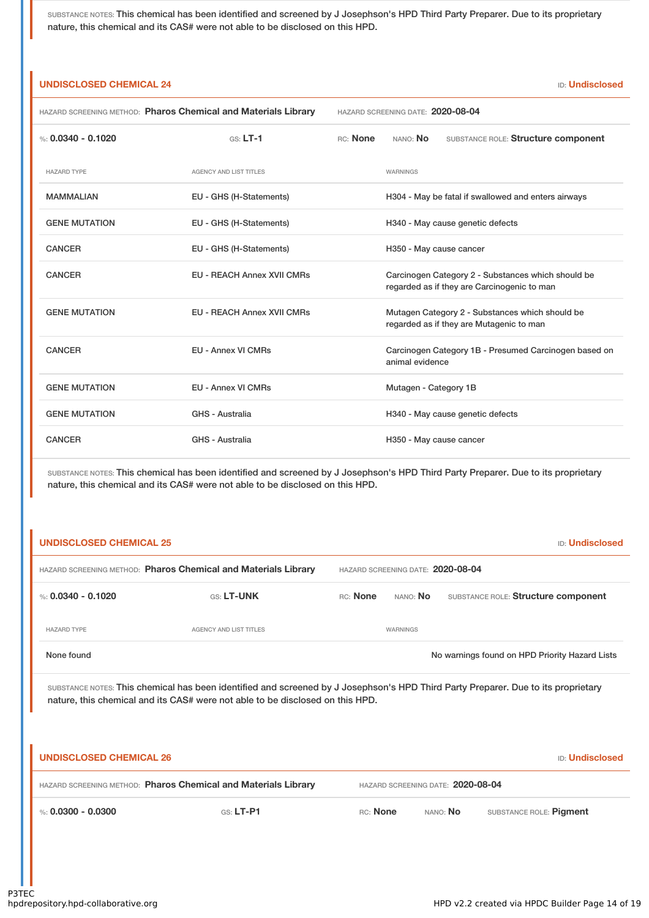SUBSTANCE NOTES: This chemical has been identified and screened by J Josephson's HPD Third Party Preparer. Due to its proprietary nature, this chemical and its CAS# were not able to be disclosed on this HPD.

## UNDISCLOSED CHEMICAL 24

ID: **Undisclosed**

HAZARD SCREENING METHOD: **Pharos Chemical and Materials Library** HAZARD SCREENING DATE: **2020-08-04**

%: **0.0340 - 0.1020** GS: **LT-1** RC: **None** NANO: **No** SUBSTANCE ROLE: **Structure component**

| HAZARD TYPE | AGENCY AND LIST TITLES | WARNINGS |
|---|---|---|
| MAMMALIAN | EU - GHS (H-Statements) | H304 - May be fatal if swallowed and enters airways |
| GENE MUTATION | EU - GHS (H-Statements) | H340 - May cause genetic defects |
| CANCER | EU - GHS (H-Statements) | H350 - May cause cancer |
| CANCER | EU - REACH Annex XVII CMRs | Carcinogen Category 2 - Substances which should be regarded as if they are Carcinogenic to man |
| GENE MUTATION | EU - REACH Annex XVII CMRs | Mutagen Category 2 - Substances which should be regarded as if they are Mutagenic to man |
| CANCER | EU - Annex VI CMRs | Carcinogen Category 1B - Presumed Carcinogen based on animal evidence |
| GENE MUTATION | EU - Annex VI CMRs | Mutagen - Category 1B |
| GENE MUTATION | GHS - Australia | H340 - May cause genetic defects |
| CANCER | GHS - Australia | H350 - May cause cancer |

SUBSTANCE NOTES: This chemical has been identified and screened by J Josephson's HPD Third Party Preparer. Due to its proprietary nature, this chemical and its CAS# were not able to be disclosed on this HPD.

## UNDISCLOSED CHEMICAL 25

ID: **Undisclosed**

HAZARD SCREENING METHOD: **Pharos Chemical and Materials Library** HAZARD SCREENING DATE: **2020-08-04**

%: **0.0340 - 0.1020** GS: **LT-UNK** RC: **None** NANO: **No** SUBSTANCE ROLE: **Structure component**

| HAZARD TYPE | AGENCY AND LIST TITLES | WARNINGS |
|---|---|---|
| None found | | No warnings found on HPD Priority Hazard Lists |

SUBSTANCE NOTES: This chemical has been identified and screened by J Josephson's HPD Third Party Preparer. Due to its proprietary nature, this chemical and its CAS# were not able to be disclosed on this HPD.

## UNDISCLOSED CHEMICAL 26

ID: **Undisclosed**

HAZARD SCREENING METHOD: **Pharos Chemical and Materials Library** HAZARD SCREENING DATE: **2020-08-04**

%: **0.0300 - 0.0300** GS: **LT-P1** RC: **None** NANO: **No** SUBSTANCE ROLE: **Pigment**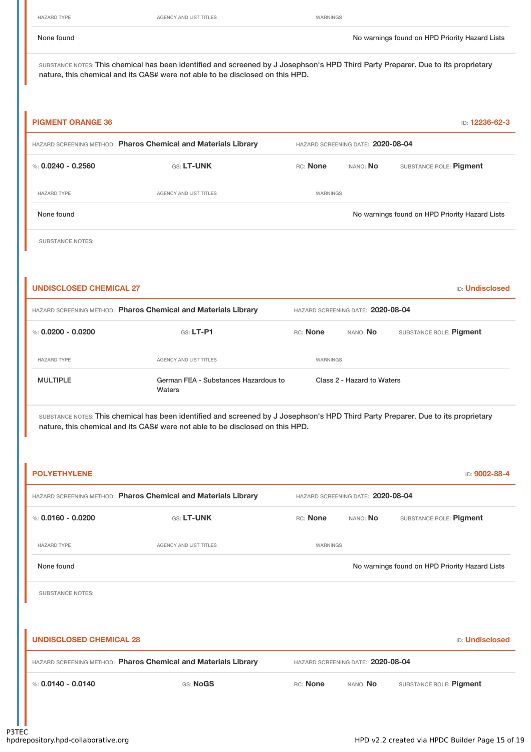| HAZARD TYPE | AGENCY AND LIST TITLES | WARNINGS |
|---|---|---|
| None found | | No warnings found on HPD Priority Hazard Lists |

SUBSTANCE NOTES: This chemical has been identified and screened by J Josephson's HPD Third Party Preparer. Due to its proprietary nature, this chemical and its CAS# were not able to be disclosed on this HPD.

### PIGMENT ORANGE 36

ID: 12236-62-3

HAZARD SCREENING METHOD: **Pharos Chemical and Materials Library** HAZARD SCREENING DATE: **2020-08-04**

%: **0.0240 - 0.2560** GS: **LT-UNK** RC: **None** NANO: **No** SUBSTANCE ROLE: **Pigment**

| HAZARD TYPE | AGENCY AND LIST TITLES | WARNINGS |
|---|---|---|
| None found | | No warnings found on HPD Priority Hazard Lists |

SUBSTANCE NOTES:

### UNDISCLOSED CHEMICAL 27

ID: Undisclosed

HAZARD SCREENING METHOD: **Pharos Chemical and Materials Library** HAZARD SCREENING DATE: **2020-08-04**

%: **0.0200 - 0.0200** GS: **LT-P1** RC: **None** NANO: **No** SUBSTANCE ROLE: **Pigment**

| HAZARD TYPE | AGENCY AND LIST TITLES | WARNINGS |
|---|---|---|
| MULTIPLE | German FEA - Substances Hazardous to Waters | Class 2 - Hazard to Waters |

SUBSTANCE NOTES: This chemical has been identified and screened by J Josephson's HPD Third Party Preparer. Due to its proprietary nature, this chemical and its CAS# were not able to be disclosed on this HPD.

### POLYETHYLENE

ID: 9002-88-4

HAZARD SCREENING METHOD: **Pharos Chemical and Materials Library** HAZARD SCREENING DATE: **2020-08-04**

%: **0.0160 - 0.0200** GS: **LT-UNK** RC: **None** NANO: **No** SUBSTANCE ROLE: **Pigment**

| HAZARD TYPE | AGENCY AND LIST TITLES | WARNINGS |
|---|---|---|
| None found | | No warnings found on HPD Priority Hazard Lists |

SUBSTANCE NOTES:

### UNDISCLOSED CHEMICAL 28

ID: Undisclosed

HAZARD SCREENING METHOD: **Pharos Chemical and Materials Library** HAZARD SCREENING DATE: **2020-08-04**

%: **0.0140 - 0.0140** GS: **NoGS** RC: **None** NANO: **No** SUBSTANCE ROLE: **Pigment**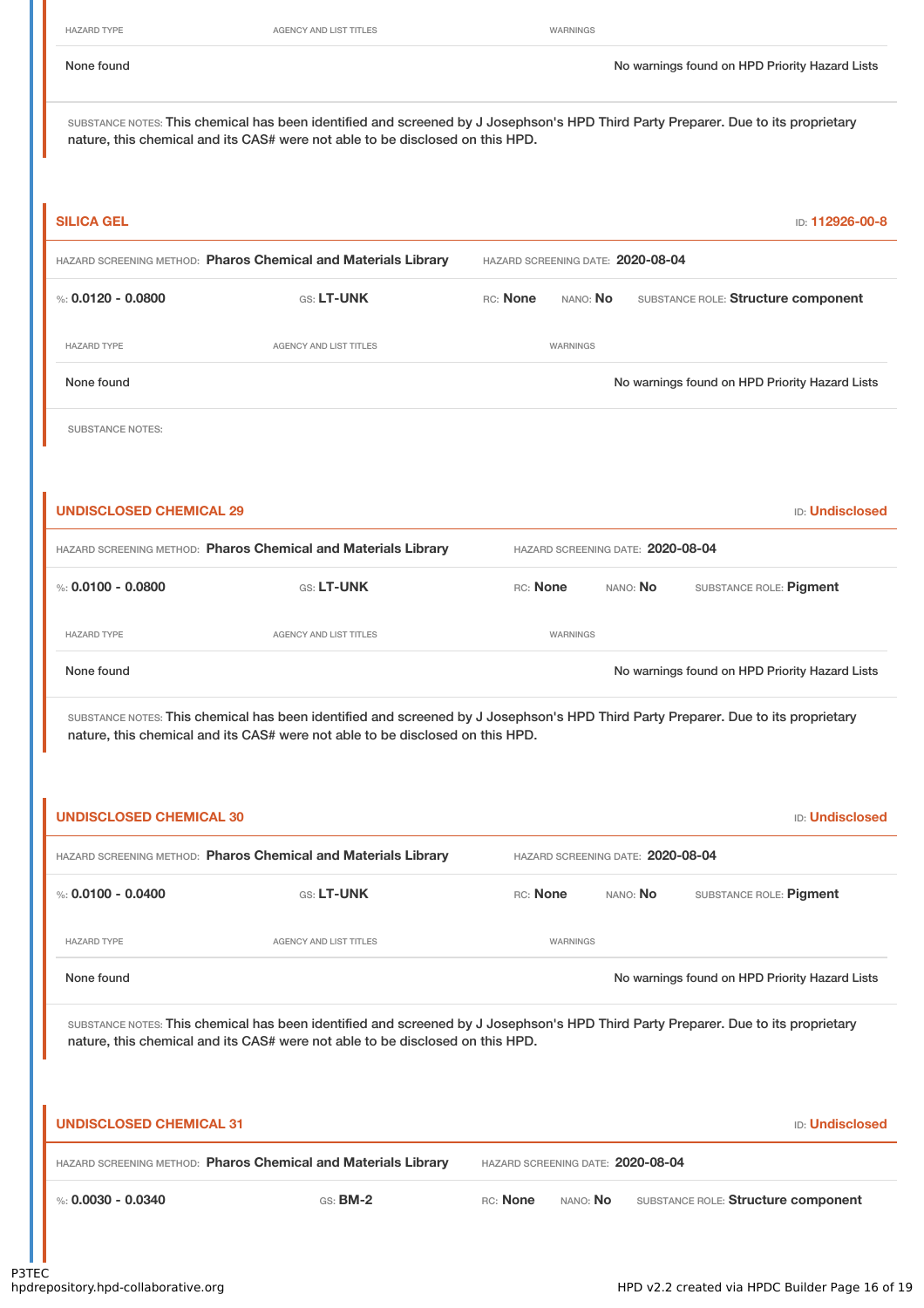| HAZARD TYPE | AGENCY AND LIST TITLES | WARNINGS |
|---|---|---|
| None found | | No warnings found on HPD Priority Hazard Lists |

SUBSTANCE NOTES: This chemical has been identified and screened by J Josephson's HPD Third Party Preparer. Due to its proprietary nature, this chemical and its CAS# were not able to be disclosed on this HPD.

## SILICA GEL

ID: 112926-00-8

HAZARD SCREENING METHOD: **Pharos Chemical and Materials Library** HAZARD SCREENING DATE: **2020-08-04**

%: **0.0120 - 0.0800** GS: **LT-UNK** RC: **None** NANO: **No** SUBSTANCE ROLE: **Structure component**

| HAZARD TYPE | AGENCY AND LIST TITLES | WARNINGS |
|---|---|---|
| None found | | No warnings found on HPD Priority Hazard Lists |

SUBSTANCE NOTES:

## UNDISCLOSED CHEMICAL 29

ID: Undisclosed

HAZARD SCREENING METHOD: **Pharos Chemical and Materials Library** HAZARD SCREENING DATE: **2020-08-04**

%: **0.0100 - 0.0800** GS: **LT-UNK** RC: **None** NANO: **No** SUBSTANCE ROLE: **Pigment**

| HAZARD TYPE | AGENCY AND LIST TITLES | WARNINGS |
|---|---|---|
| None found | | No warnings found on HPD Priority Hazard Lists |

SUBSTANCE NOTES: This chemical has been identified and screened by J Josephson's HPD Third Party Preparer. Due to its proprietary nature, this chemical and its CAS# were not able to be disclosed on this HPD.

## UNDISCLOSED CHEMICAL 30

ID: Undisclosed

HAZARD SCREENING METHOD: **Pharos Chemical and Materials Library** HAZARD SCREENING DATE: **2020-08-04**

%: **0.0100 - 0.0400** GS: **LT-UNK** RC: **None** NANO: **No** SUBSTANCE ROLE: **Pigment**

| HAZARD TYPE | AGENCY AND LIST TITLES | WARNINGS |
|---|---|---|
| None found | | No warnings found on HPD Priority Hazard Lists |

SUBSTANCE NOTES: This chemical has been identified and screened by J Josephson's HPD Third Party Preparer. Due to its proprietary nature, this chemical and its CAS# were not able to be disclosed on this HPD.

## UNDISCLOSED CHEMICAL 31

ID: Undisclosed

HAZARD SCREENING METHOD: **Pharos Chemical and Materials Library** HAZARD SCREENING DATE: **2020-08-04**

%: **0.0030 - 0.0340** GS: **BM-2** RC: **None** NANO: **No** SUBSTANCE ROLE: **Structure component**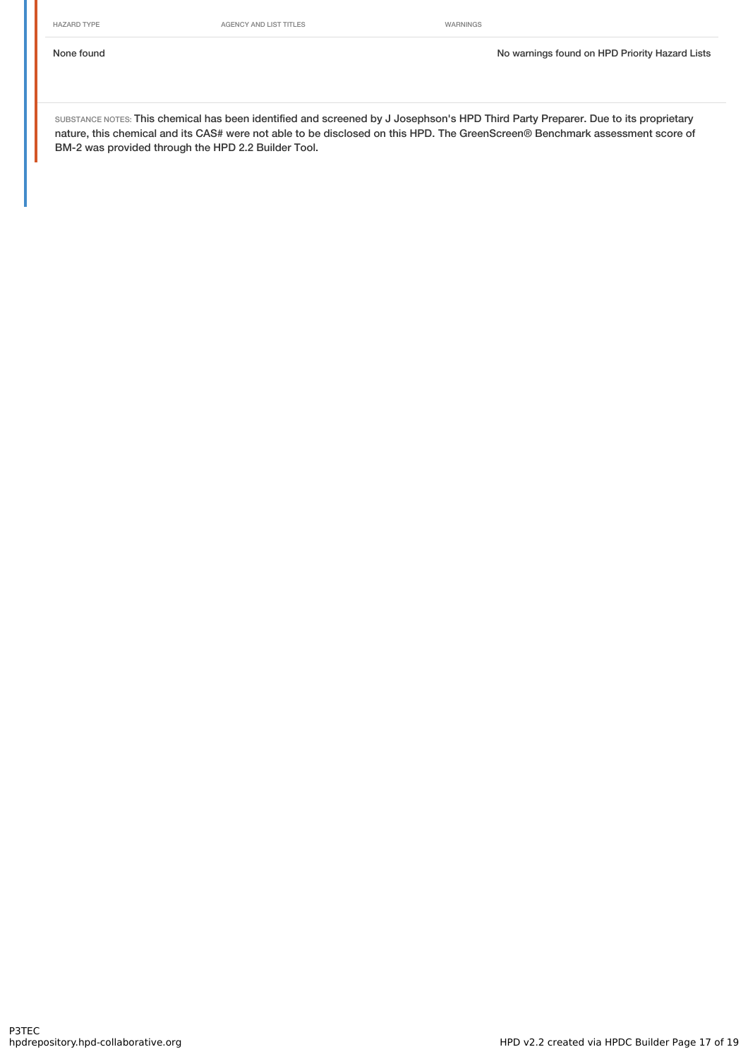| HAZARD TYPE | AGENCY AND LIST TITLES | WARNINGS |
|---|---|---|
| None found | | No warnings found on HPD Priority Hazard Lists |

SUBSTANCE NOTES: This chemical has been identified and screened by J Josephson's HPD Third Party Preparer. Due to its proprietary nature, this chemical and its CAS# were not able to be disclosed on this HPD. The GreenScreen® Benchmark assessment score of BM-2 was provided through the HPD 2.2 Builder Tool.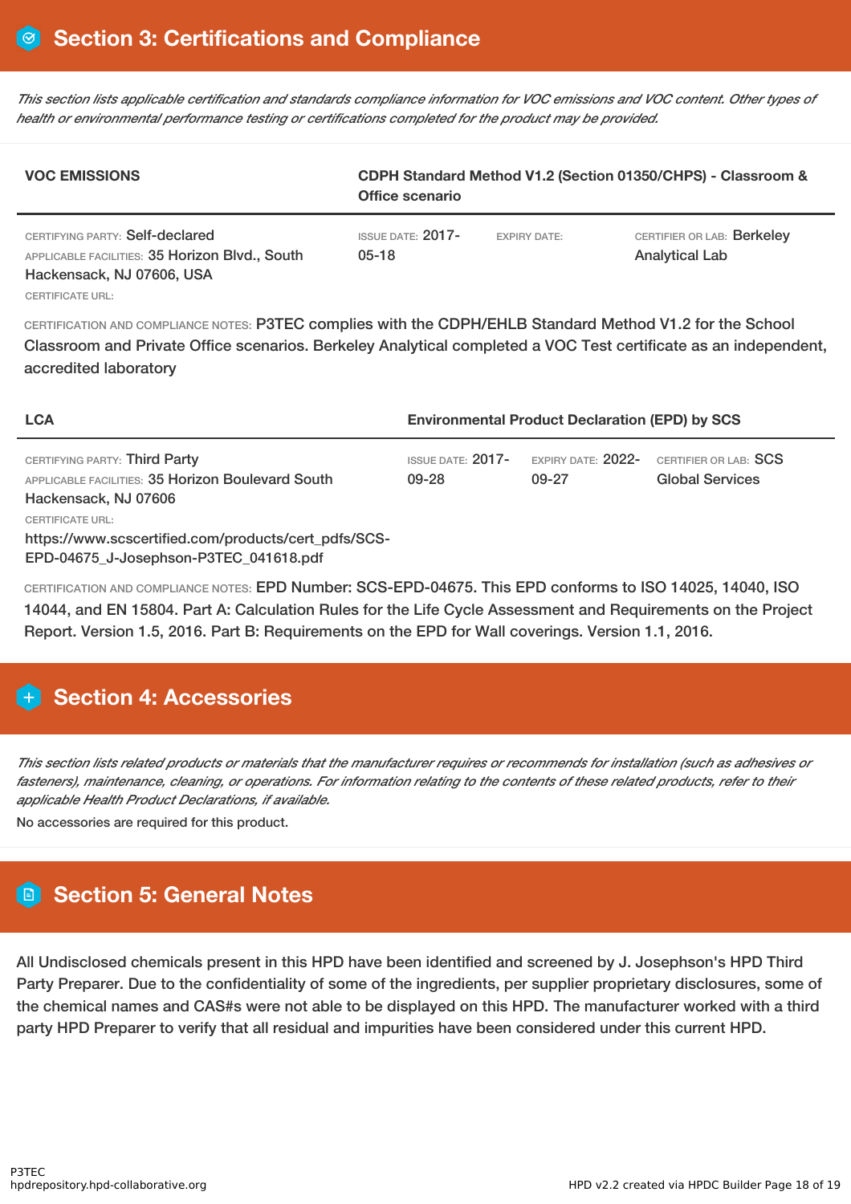## Section 3: Certifications and Compliance

*This section lists applicable certification and standards compliance information for VOC emissions and VOC content. Other types of health or environmental performance testing or certifications completed for the product may be provided.*

| VOC EMISSIONS | CDPH Standard Method V1.2 (Section 01350/CHPS) - Classroom & Office scenario | | |
|---|---|---|---|
| CERTIFYING PARTY: Self-declared<br>APPLICABLE FACILITIES: 35 Horizon Blvd., South Hackensack, NJ 07606, USA<br>CERTIFICATE URL: | ISSUE DATE: 2017-05-18 | EXPIRY DATE: | CERTIFIER OR LAB: Berkeley Analytical Lab |

CERTIFICATION AND COMPLIANCE NOTES: P3TEC complies with the CDPH/EHLB Standard Method V1.2 for the School Classroom and Private Office scenarios. Berkeley Analytical completed a VOC Test certificate as an independent, accredited laboratory

| LCA | Environmental Product Declaration (EPD) by SCS | | |
|---|---|---|---|
| CERTIFYING PARTY: Third Party<br>APPLICABLE FACILITIES: 35 Horizon Boulevard South Hackensack, NJ 07606<br>CERTIFICATE URL:<br>https://www.scscertified.com/products/cert_pdfs/SCS-EPD-04675_J-Josephson-P3TEC_041618.pdf | ISSUE DATE: 2017-09-28 | EXPIRY DATE: 2022-09-27 | CERTIFIER OR LAB: SCS Global Services |

CERTIFICATION AND COMPLIANCE NOTES: EPD Number: SCS-EPD-04675. This EPD conforms to ISO 14025, 14040, ISO 14044, and EN 15804. Part A: Calculation Rules for the Life Cycle Assessment and Requirements on the Project Report. Version 1.5, 2016. Part B: Requirements on the EPD for Wall coverings. Version 1.1, 2016.

## Section 4: Accessories

*This section lists related products or materials that the manufacturer requires or recommends for installation (such as adhesives or fasteners), maintenance, cleaning, or operations. For information relating to the contents of these related products, refer to their applicable Health Product Declarations, if available.*

No accessories are required for this product.

## Section 5: General Notes

All Undisclosed chemicals present in this HPD have been identified and screened by J. Josephson's HPD Third Party Preparer. Due to the confidentiality of some of the ingredients, per supplier proprietary disclosures, some of the chemical names and CAS#s were not able to be displayed on this HPD. The manufacturer worked with a third party HPD Preparer to verify that all residual and impurities have been considered under this current HPD.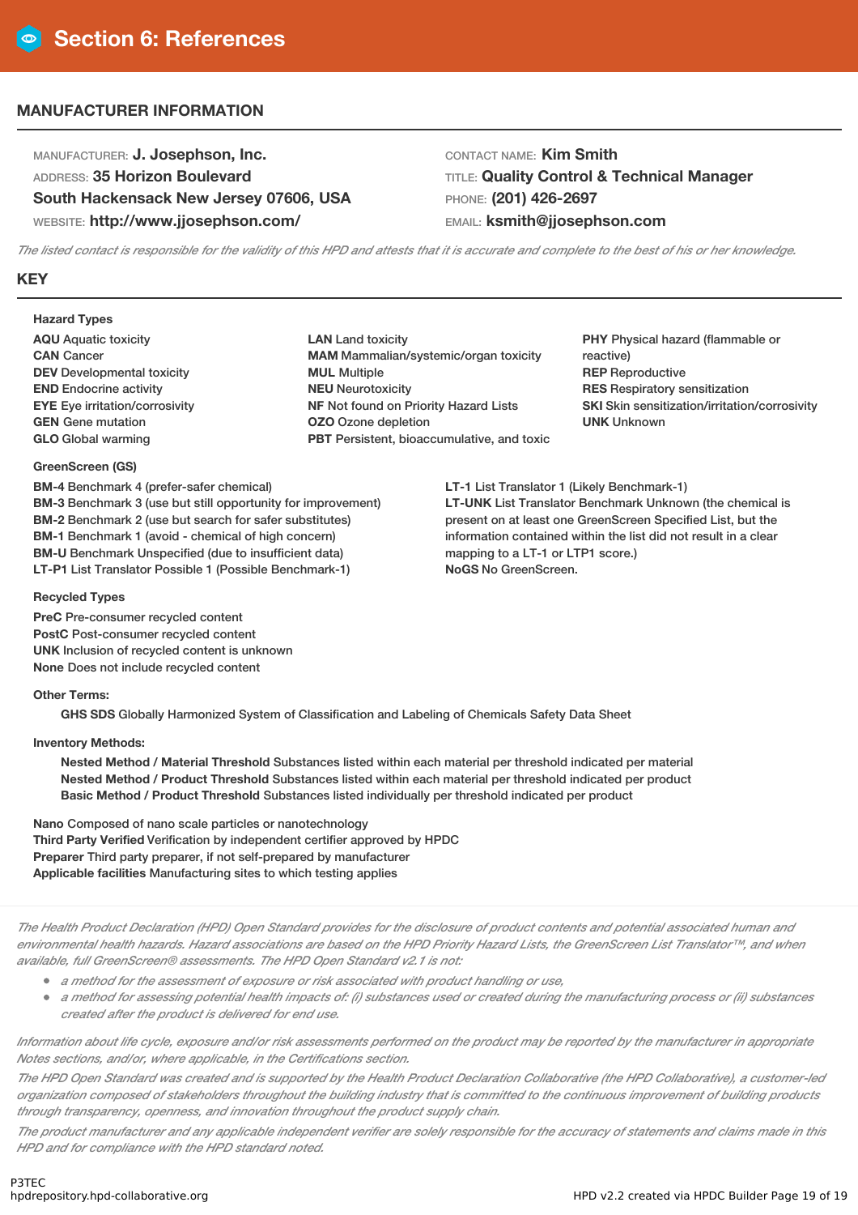# Section 6: References

## MANUFACTURER INFORMATION

MANUFACTURER: **J. Josephson, Inc.**
ADDRESS: **35 Horizon Boulevard**
**South Hackensack New Jersey 07606, USA**
WEBSITE: **http://www.jjosephson.com/**

CONTACT NAME: **Kim Smith**
TITLE: **Quality Control & Technical Manager**
PHONE: **(201) 426-2697**
EMAIL: **ksmith@jjosephson.com**

*The listed contact is responsible for the validity of this HPD and attests that it is accurate and complete to the best of his or her knowledge.*

## KEY

**Hazard Types**

**AQU** Aquatic toxicity
**CAN** Cancer
**DEV** Developmental toxicity
**END** Endocrine activity
**EYE** Eye irritation/corrosivity
**GEN** Gene mutation
**GLO** Global warming
**LAN** Land toxicity
**MAM** Mammalian/systemic/organ toxicity
**MUL** Multiple
**NEU** Neurotoxicity
**NF** Not found on Priority Hazard Lists
**OZO** Ozone depletion
**PBT** Persistent, bioaccumulative, and toxic
**PHY** Physical hazard (flammable or reactive)
**REP** Reproductive
**RES** Respiratory sensitization
**SKI** Skin sensitization/irritation/corrosivity
**UNK** Unknown

**GreenScreen (GS)**

**BM-4** Benchmark 4 (prefer-safer chemical)
**BM-3** Benchmark 3 (use but still opportunity for improvement)
**BM-2** Benchmark 2 (use but search for safer substitutes)
**BM-1** Benchmark 1 (avoid - chemical of high concern)
**BM-U** Benchmark Unspecified (due to insufficient data)
**LT-P1** List Translator Possible 1 (Possible Benchmark-1)
**LT-1** List Translator 1 (Likely Benchmark-1)
**LT-UNK** List Translator Benchmark Unknown (the chemical is present on at least one GreenScreen Specified List, but the information contained within the list did not result in a clear mapping to a LT-1 or LTP1 score.)
**NoGS** No GreenScreen.

**Recycled Types**

**PreC** Pre-consumer recycled content
**PostC** Post-consumer recycled content
**UNK** Inclusion of recycled content is unknown
**None** Does not include recycled content

**Other Terms:**

**GHS SDS** Globally Harmonized System of Classification and Labeling of Chemicals Safety Data Sheet

**Inventory Methods:**

**Nested Method / Material Threshold** Substances listed within each material per threshold indicated per material
**Nested Method / Product Threshold** Substances listed within each material per threshold indicated per product
**Basic Method / Product Threshold** Substances listed individually per threshold indicated per product

**Nano** Composed of nano scale particles or nanotechnology
**Third Party Verified** Verification by independent certifier approved by HPDC
**Preparer** Third party preparer, if not self-prepared by manufacturer
**Applicable facilities** Manufacturing sites to which testing applies

*The Health Product Declaration (HPD) Open Standard provides for the disclosure of product contents and potential associated human and environmental health hazards. Hazard associations are based on the HPD Priority Hazard Lists, the GreenScreen List Translator™, and when available, full GreenScreen® assessments. The HPD Open Standard v2.1 is not:*

- *a method for the assessment of exposure or risk associated with product handling or use,*
- *a method for assessing potential health impacts of: (i) substances used or created during the manufacturing process or (ii) substances created after the product is delivered for end use.*

*Information about life cycle, exposure and/or risk assessments performed on the product may be reported by the manufacturer in appropriate Notes sections, and/or, where applicable, in the Certifications section.*

*The HPD Open Standard was created and is supported by the Health Product Declaration Collaborative (the HPD Collaborative), a customer-led organization composed of stakeholders throughout the building industry that is committed to the continuous improvement of building products through transparency, openness, and innovation throughout the product supply chain.*

*The product manufacturer and any applicable independent verifier are solely responsible for the accuracy of statements and claims made in this HPD and for compliance with the HPD standard noted.*